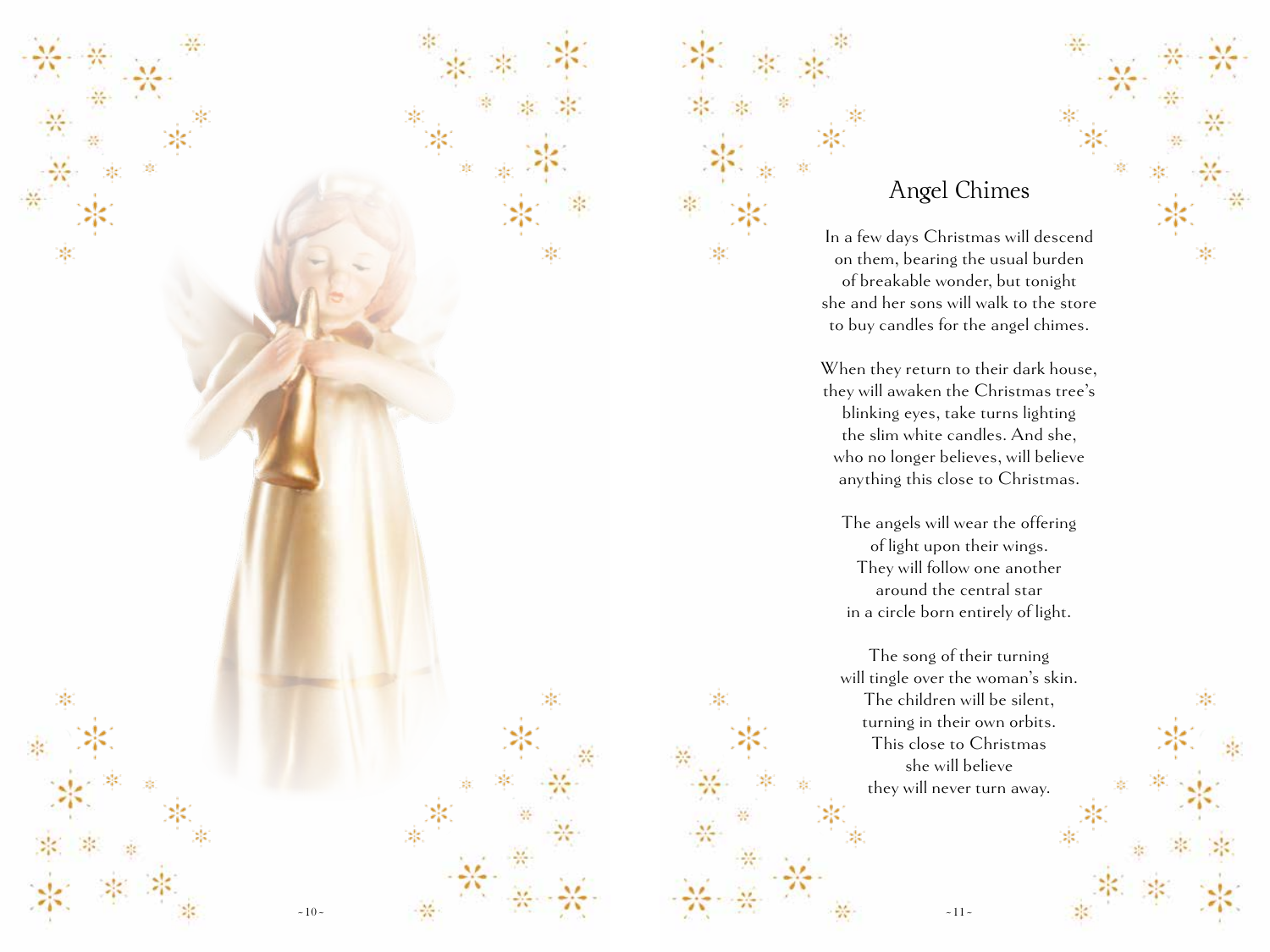# Angel Chimes

In a few days Christmas will descend
on them, bearing the usual burden
of breakable wonder, but tonight
she and her sons will walk to the store
to buy candles for the angel chimes.

When they return to their dark house,
they will awaken the Christmas tree's
blinking eyes, take turns lighting
the slim white candles. And she,
who no longer believes, will believe
anything this close to Christmas.

The angels will wear the offering
of light upon their wings.
They will follow one another
around the central star
in a circle born entirely of light.

The song of their turning
will tingle over the woman's skin.
The children will be silent,
turning in their own orbits.
This close to Christmas
she will believe
they will never turn away.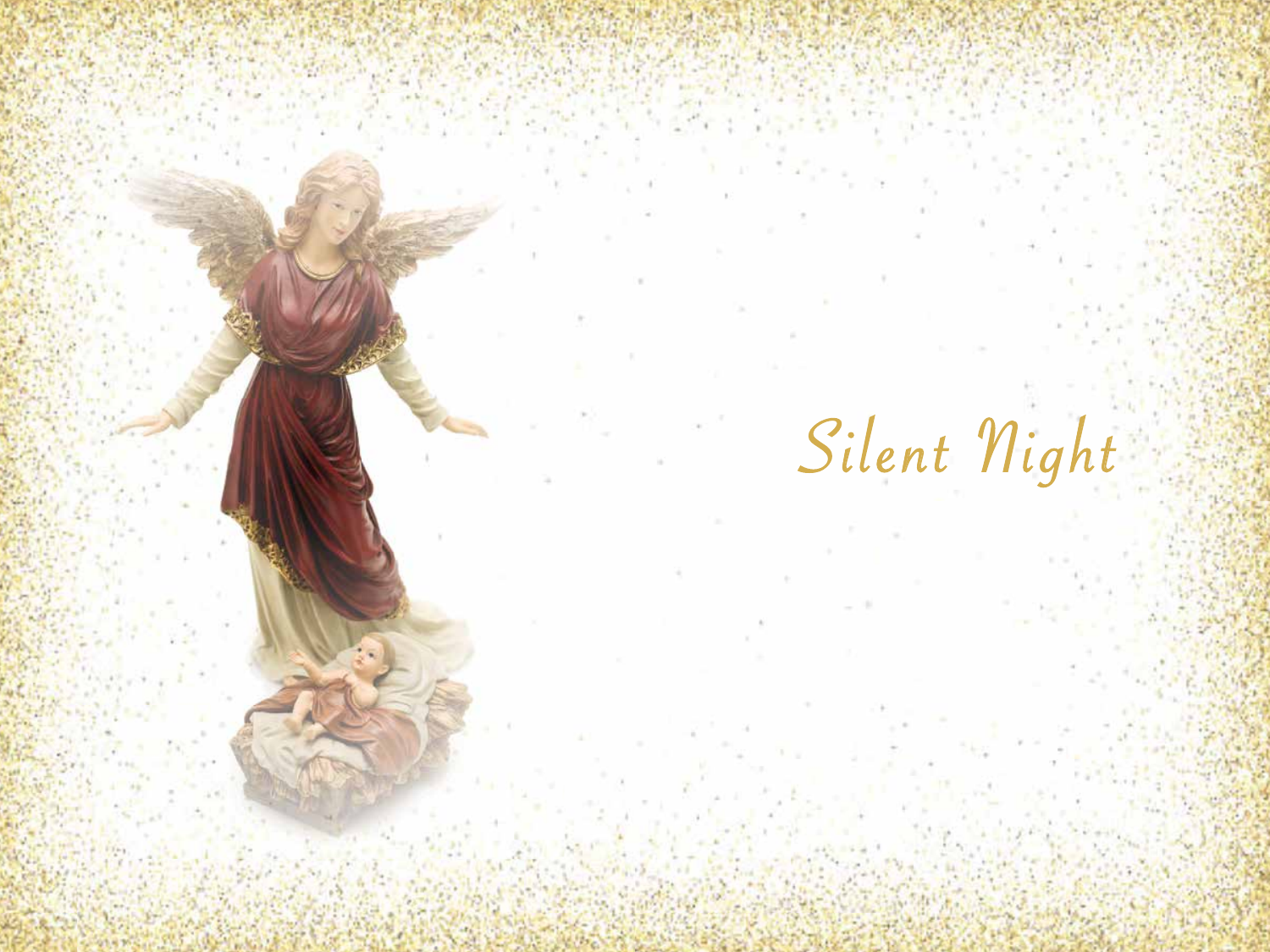# Silent Night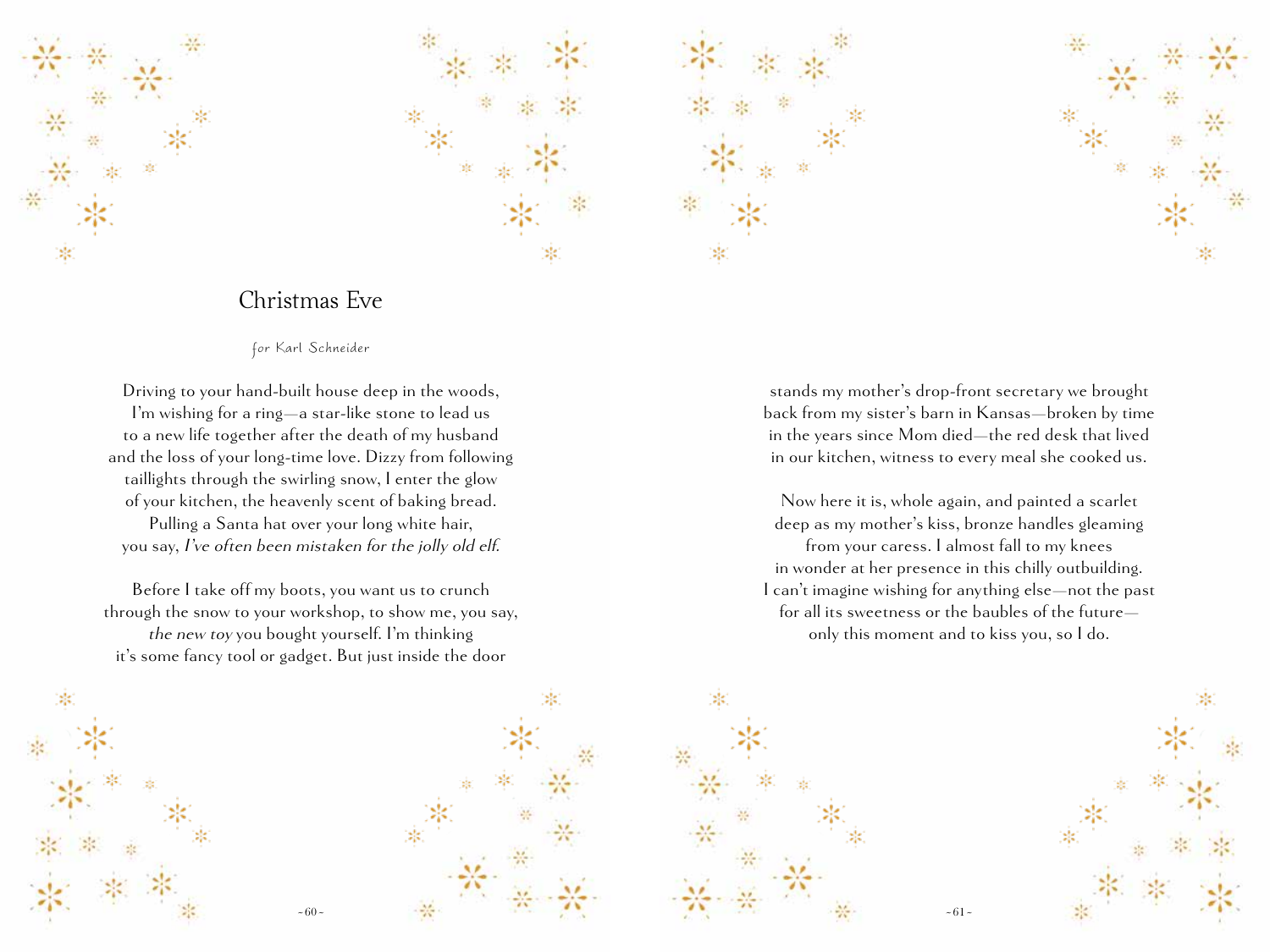# Christmas Eve

*for Karl Schneider*

Driving to your hand-built house deep in the woods,
I'm wishing for a ring—a star-like stone to lead us
to a new life together after the death of my husband
and the loss of your long-time love. Dizzy from following
taillights through the swirling snow, I enter the glow
of your kitchen, the heavenly scent of baking bread.
Pulling a Santa hat over your long white hair,
you say, *I've often been mistaken for the jolly old elf.*

Before I take off my boots, you want us to crunch
through the snow to your workshop, to show me, you say,
*the new toy* you bought yourself. I'm thinking
it's some fancy tool or gadget. But just inside the door

stands my mother's drop-front secretary we brought
back from my sister's barn in Kansas—broken by time
in the years since Mom died—the red desk that lived
in our kitchen, witness to every meal she cooked us.

Now here it is, whole again, and painted a scarlet
deep as my mother's kiss, bronze handles gleaming
from your caress. I almost fall to my knees
in wonder at her presence in this chilly outbuilding.
I can't imagine wishing for anything else—not the past
for all its sweetness or the baubles of the future—
only this moment and to kiss you, so I do.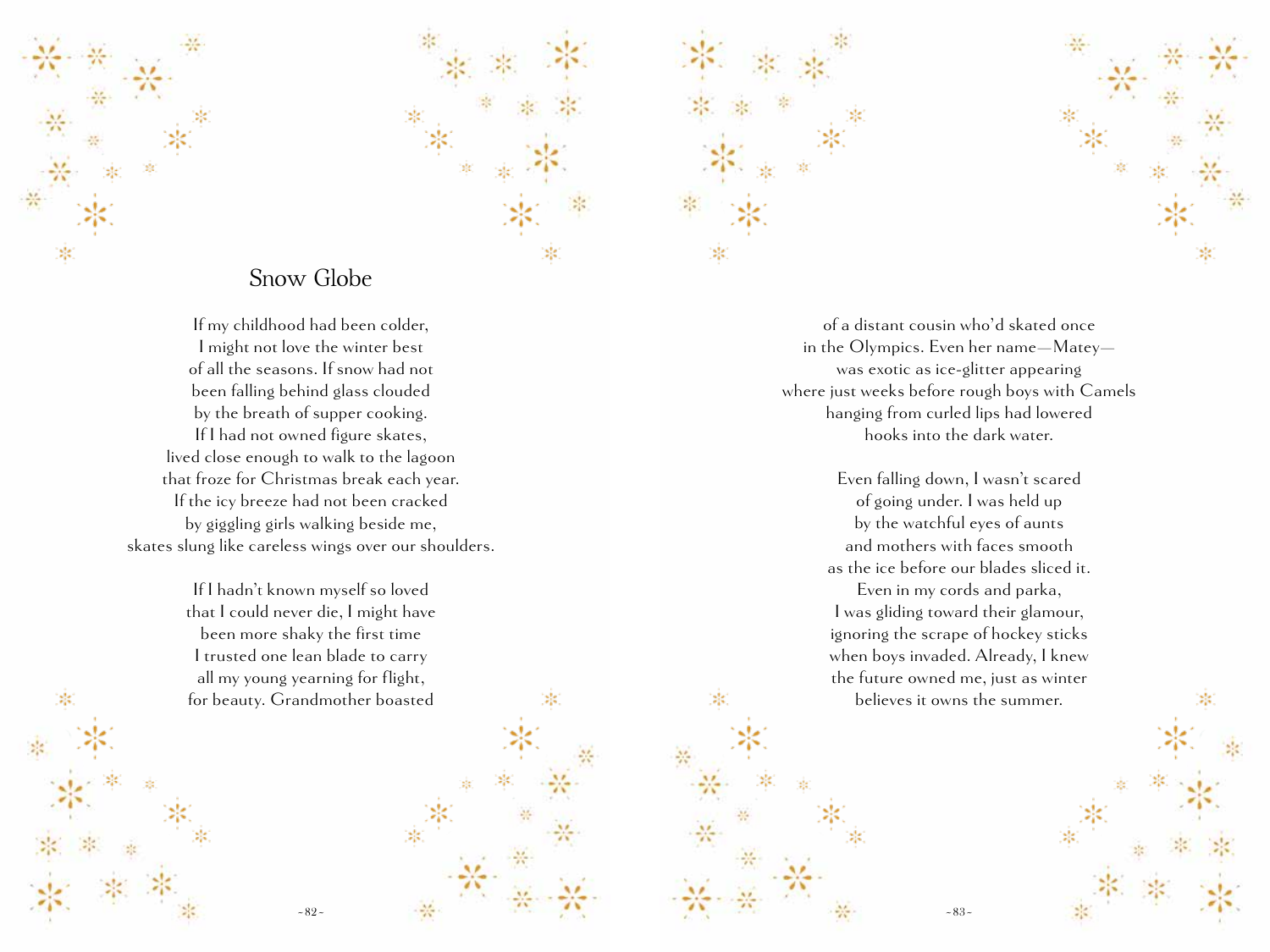## Snow Globe

If my childhood had been colder,
I might not love the winter best
of all the seasons. If snow had not
been falling behind glass clouded
by the breath of supper cooking.
If I had not owned figure skates,
lived close enough to walk to the lagoon
that froze for Christmas break each year.
If the icy breeze had not been cracked
by giggling girls walking beside me,
skates slung like careless wings over our shoulders.

If I hadn't known myself so loved
that I could never die, I might have
been more shaky the first time
I trusted one lean blade to carry
all my young yearning for flight,
for beauty. Grandmother boasted
of a distant cousin who'd skated once
in the Olympics. Even her name—Matey—
was exotic as ice-glitter appearing
where just weeks before rough boys with Camels
hanging from curled lips had lowered
hooks into the dark water.

Even falling down, I wasn't scared
of going under. I was held up
by the watchful eyes of aunts
and mothers with faces smooth
as the ice before our blades sliced it.
Even in my cords and parka,
I was gliding toward their glamour,
ignoring the scrape of hockey sticks
when boys invaded. Already, I knew
the future owned me, just as winter
believes it owns the summer.